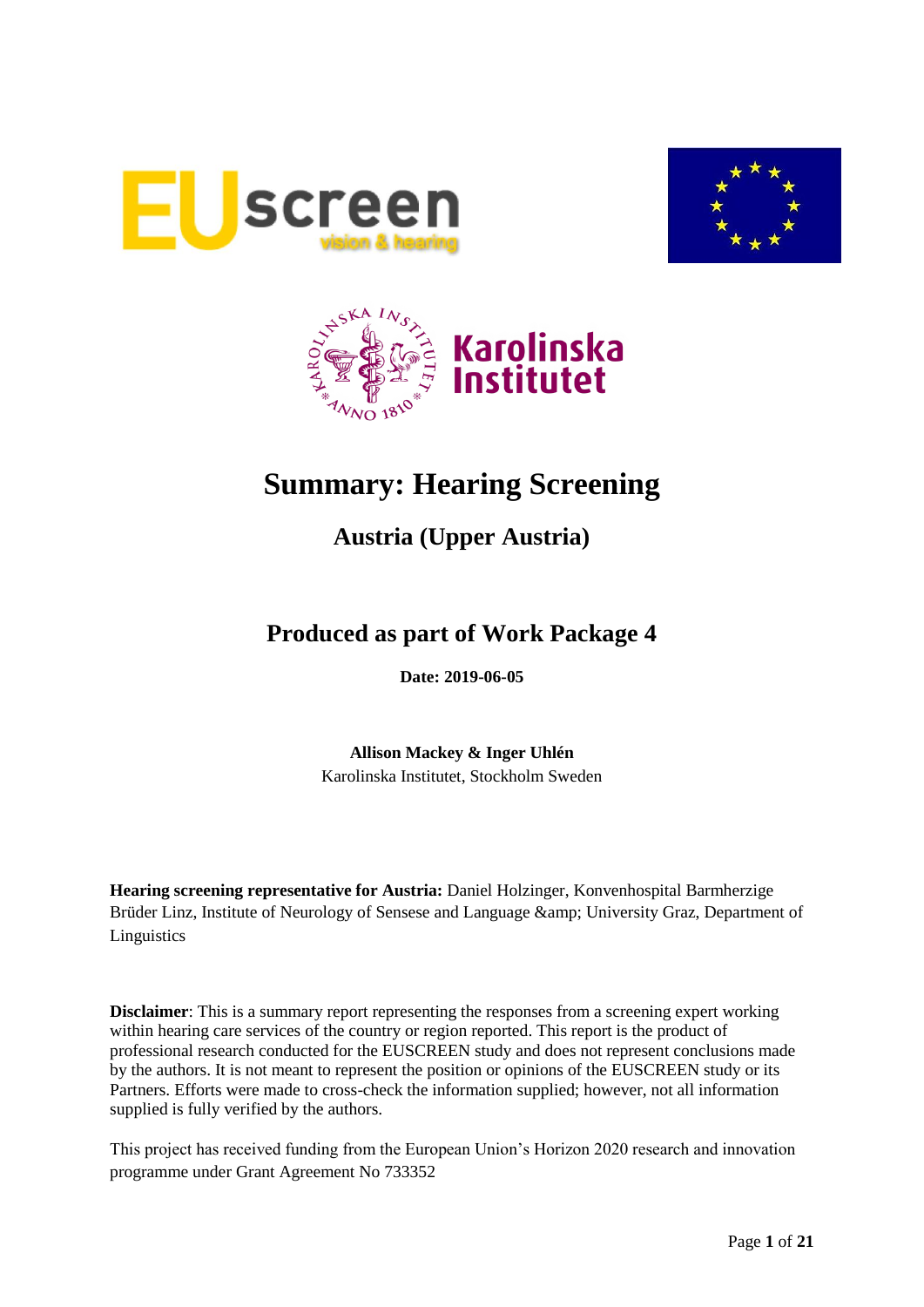# Summary: Hearing Screening

## Austria (Upper Austria)

## Produced as part of Work Package 4

**Date: 2019-06-05**

**Allison Mackey & Inger Uhlén**
Karolinska Institutet, Stockholm Sweden

**Hearing screening representative for Austria:** Daniel Holzinger, Konvenhospital Barmherzige Brüder Linz, Institute of Neurology of Sensese and Language &amp; University Graz, Department of Linguistics

**Disclaimer**: This is a summary report representing the responses from a screening expert working within hearing care services of the country or region reported. This report is the product of professional research conducted for the EUSCREEN study and does not represent conclusions made by the authors. It is not meant to represent the position or opinions of the EUSCREEN study or its Partners. Efforts were made to cross-check the information supplied; however, not all information supplied is fully verified by the authors.

This project has received funding from the European Union's Horizon 2020 research and innovation programme under Grant Agreement No 733352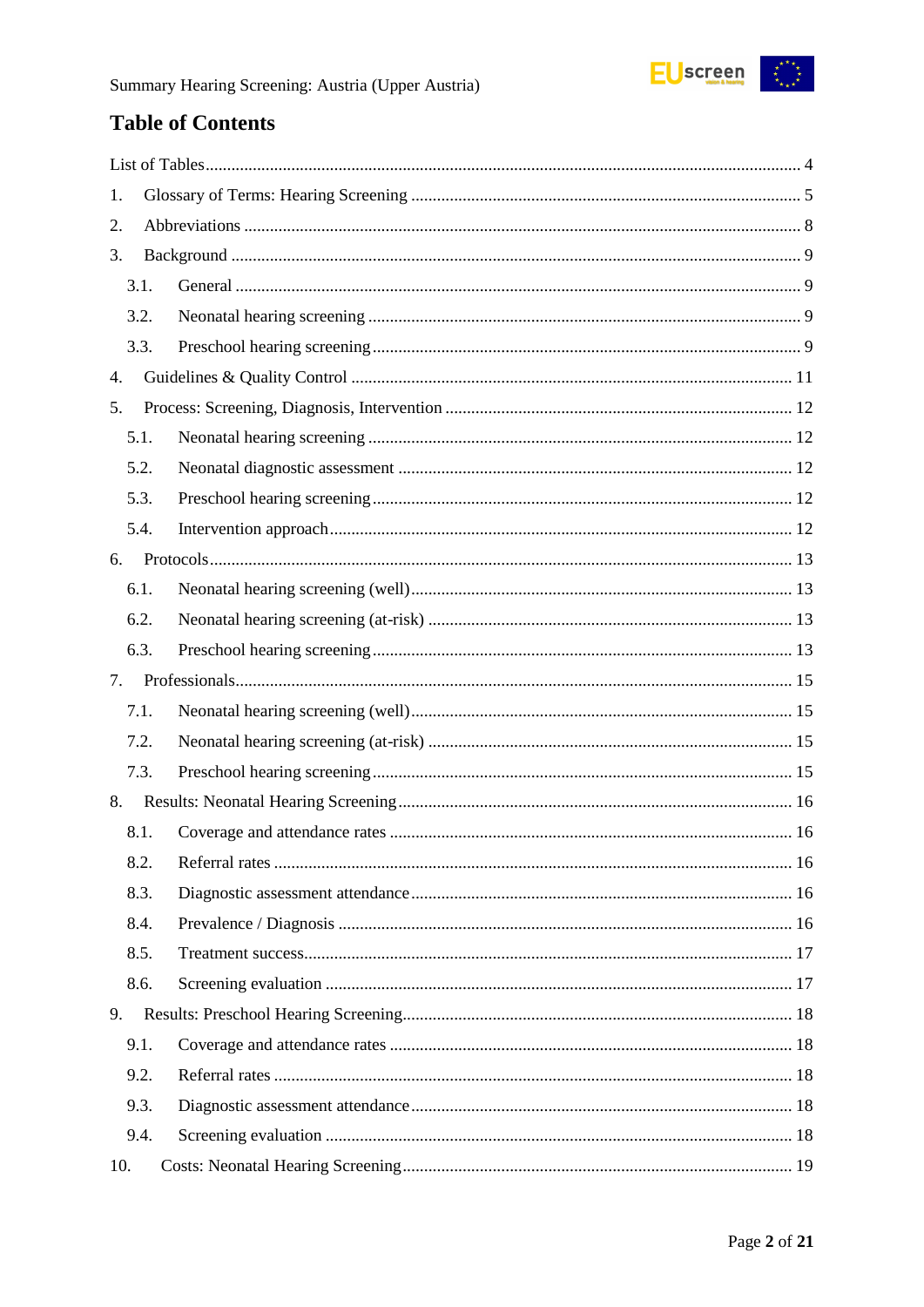# Table of Contents

List of Tables ........................................................................................................ 4

1. Glossary of Terms: Hearing Screening ........................................................ 5
2. Abbreviations ................................................................................................ 8
3. Background ................................................................................................... 9
   - 3.1. General ................................................................................................ 9
   - 3.2. Neonatal hearing screening ................................................................. 9
   - 3.3. Preschool hearing screening ................................................................ 9
4. Guidelines & Quality Control ....................................................................... 11
5. Process: Screening, Diagnosis, Intervention ............................................... 12
   - 5.1. Neonatal hearing screening ................................................................. 12
   - 5.2. Neonatal diagnostic assessment ......................................................... 12
   - 5.3. Preschool hearing screening ................................................................ 12
   - 5.4. Intervention approach ......................................................................... 12
6. Protocols ....................................................................................................... 13
   - 6.1. Neonatal hearing screening (well) ....................................................... 13
   - 6.2. Neonatal hearing screening (at-risk) .................................................... 13
   - 6.3. Preschool hearing screening ................................................................ 13
7. Professionals ................................................................................................ 15
   - 7.1. Neonatal hearing screening (well) ....................................................... 15
   - 7.2. Neonatal hearing screening (at-risk) .................................................... 15
   - 7.3. Preschool hearing screening ................................................................ 15
8. Results: Neonatal Hearing Screening .......................................................... 16
   - 8.1. Coverage and attendance rates ........................................................... 16
   - 8.2. Referral rates ....................................................................................... 16
   - 8.3. Diagnostic assessment attendance ...................................................... 16
   - 8.4. Prevalence / Diagnosis ........................................................................ 16
   - 8.5. Treatment success ................................................................................ 17
   - 8.6. Screening evaluation ........................................................................... 17
9. Results: Preschool Hearing Screening ......................................................... 18
   - 9.1. Coverage and attendance rates ........................................................... 18
   - 9.2. Referral rates ....................................................................................... 18
   - 9.3. Diagnostic assessment attendance ...................................................... 18
   - 9.4. Screening evaluation ........................................................................... 18
10. Costs: Neonatal Hearing Screening ............................................................ 19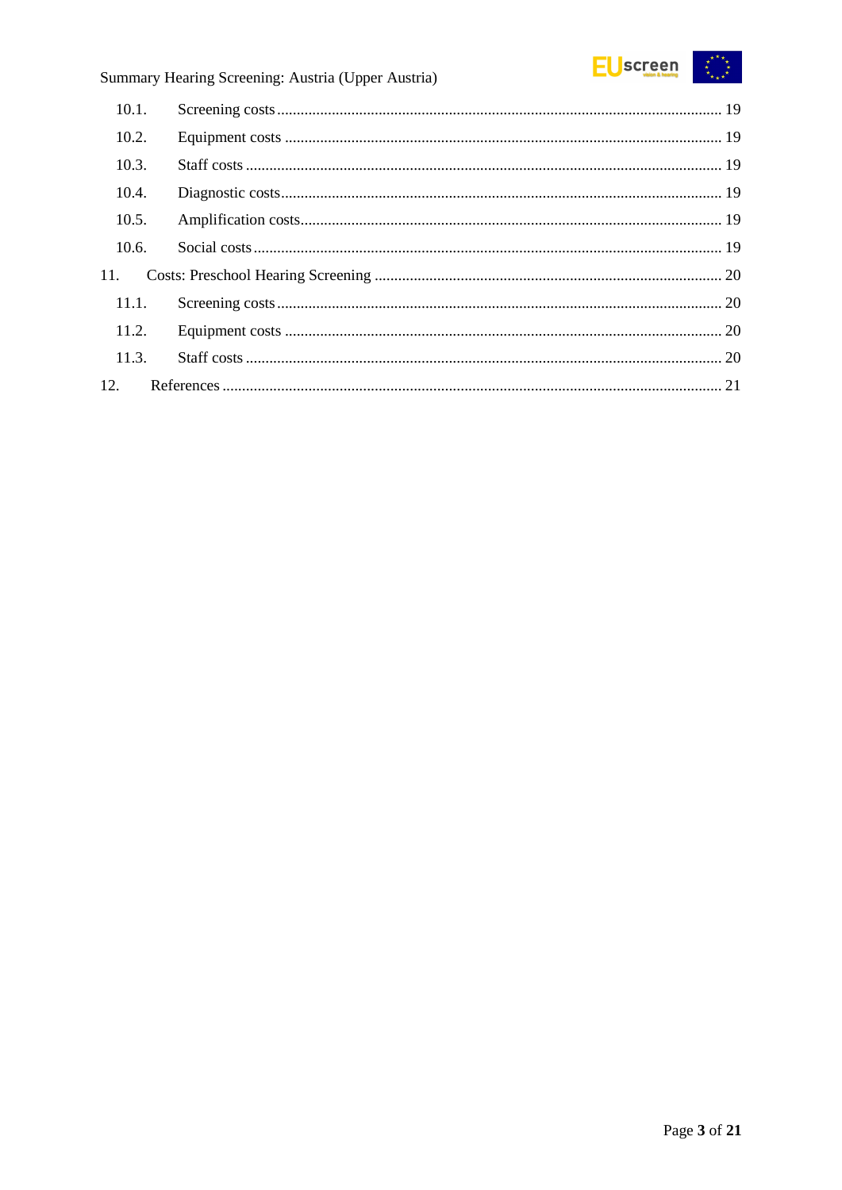10.1. Screening costs ........ 19

10.2. Equipment costs ........ 19

10.3. Staff costs ........ 19

10.4. Diagnostic costs ........ 19

10.5. Amplification costs ........ 19

10.6. Social costs ........ 19

11. Costs: Preschool Hearing Screening ........ 20

11.1. Screening costs ........ 20

11.2. Equipment costs ........ 20

11.3. Staff costs ........ 20

12. References ........ 21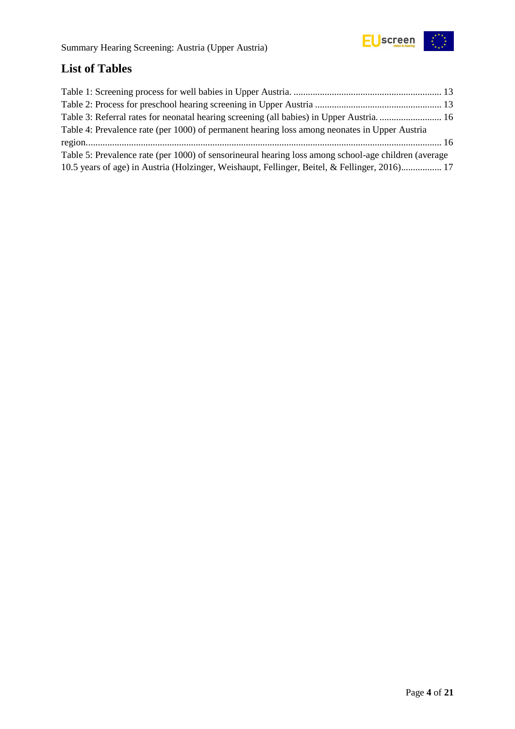## List of Tables

Table 1: Screening process for well babies in Upper Austria. .............................................................. 13
Table 2: Process for preschool hearing screening in Upper Austria ..................................................... 13
Table 3: Referral rates for neonatal hearing screening (all babies) in Upper Austria. .......................... 16
Table 4: Prevalence rate (per 1000) of permanent hearing loss among neonates in Upper Austria region.................................................................................................................................................... 16
Table 5: Prevalence rate (per 1000) of sensorineural hearing loss among school-age children (average 10.5 years of age) in Austria (Holzinger, Weishaupt, Fellinger, Beitel, & Fellinger, 2016)................. 17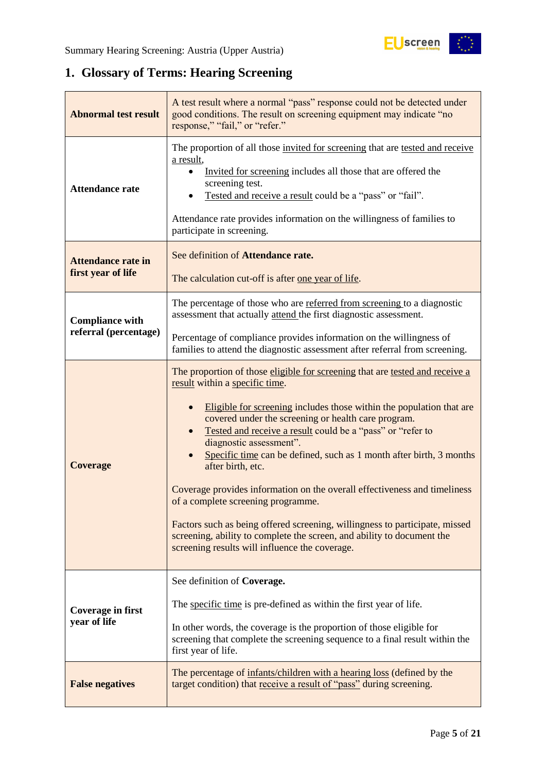## 1. Glossary of Terms: Hearing Screening

| | |
|---|---|
| **Abnormal test result** | A test result where a normal "pass" response could not be detected under good conditions. The result on screening equipment may indicate "no response," "fail," or "refer." |
| **Attendance rate** | The proportion of all those invited for screening that are tested and receive a result,<br>• Invited for screening includes all those that are offered the screening test.<br>• Tested and receive a result could be a "pass" or "fail".<br><br>Attendance rate provides information on the willingness of families to participate in screening. |
| **Attendance rate in first year of life** | See definition of **Attendance rate.**<br><br>The calculation cut-off is after one year of life. |
| **Compliance with referral (percentage)** | The percentage of those who are referred from screening to a diagnostic assessment that actually attend the first diagnostic assessment.<br><br>Percentage of compliance provides information on the willingness of families to attend the diagnostic assessment after referral from screening. |
| **Coverage** | The proportion of those eligible for screening that are tested and receive a result within a specific time.<br><br>• Eligible for screening includes those within the population that are covered under the screening or health care program.<br>• Tested and receive a result could be a "pass" or "refer to diagnostic assessment".<br>• Specific time can be defined, such as 1 month after birth, 3 months after birth, etc.<br><br>Coverage provides information on the overall effectiveness and timeliness of a complete screening programme.<br><br>Factors such as being offered screening, willingness to participate, missed screening, ability to complete the screen, and ability to document the screening results will influence the coverage. |
| **Coverage in first year of life** | See definition of **Coverage.**<br><br>The specific time is pre-defined as within the first year of life.<br><br>In other words, the coverage is the proportion of those eligible for screening that complete the screening sequence to a final result within the first year of life. |
| **False negatives** | The percentage of infants/children with a hearing loss (defined by the target condition) that receive a result of "pass" during screening. |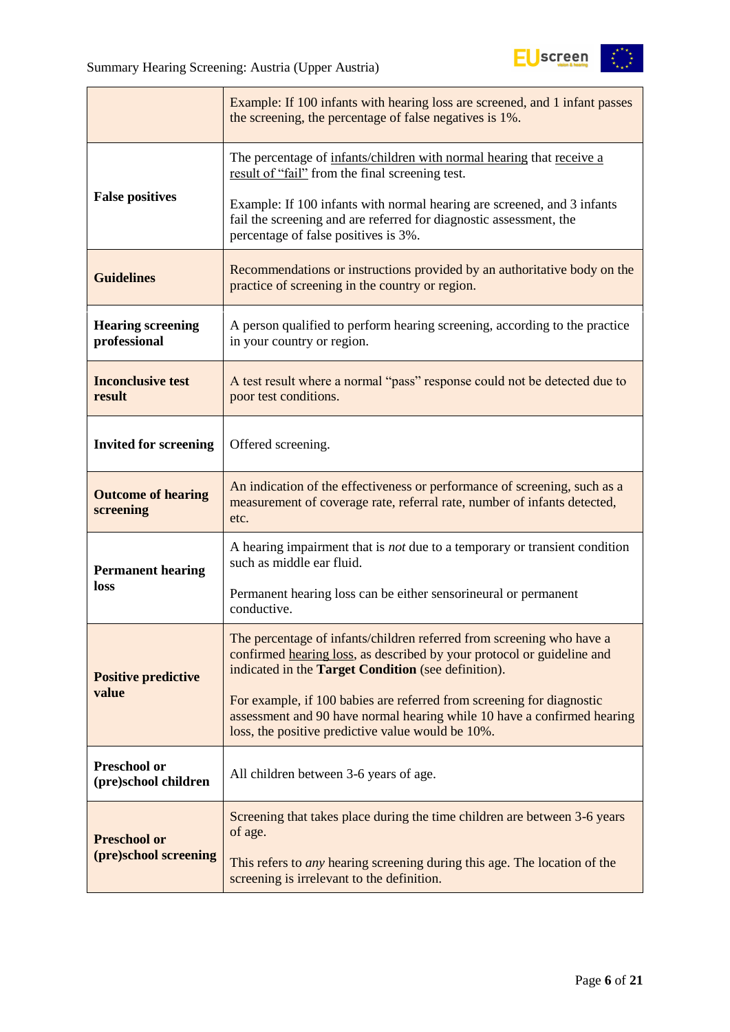| | |
|---|---|
| | Example: If 100 infants with hearing loss are screened, and 1 infant passes the screening, the percentage of false negatives is 1%. |
| **False positives** | The percentage of infants/children with normal hearing that receive a result of "fail" from the final screening test.<br><br>Example: If 100 infants with normal hearing are screened, and 3 infants fail the screening and are referred for diagnostic assessment, the percentage of false positives is 3%. |
| **Guidelines** | Recommendations or instructions provided by an authoritative body on the practice of screening in the country or region. |
| **Hearing screening professional** | A person qualified to perform hearing screening, according to the practice in your country or region. |
| **Inconclusive test result** | A test result where a normal "pass" response could not be detected due to poor test conditions. |
| **Invited for screening** | Offered screening. |
| **Outcome of hearing screening** | An indication of the effectiveness or performance of screening, such as a measurement of coverage rate, referral rate, number of infants detected, etc. |
| **Permanent hearing loss** | A hearing impairment that is *not* due to a temporary or transient condition such as middle ear fluid.<br><br>Permanent hearing loss can be either sensorineural or permanent conductive. |
| **Positive predictive value** | The percentage of infants/children referred from screening who have a confirmed hearing loss, as described by your protocol or guideline and indicated in the **Target Condition** (see definition).<br><br>For example, if 100 babies are referred from screening for diagnostic assessment and 90 have normal hearing while 10 have a confirmed hearing loss, the positive predictive value would be 10%. |
| **Preschool or (pre)school children** | All children between 3-6 years of age. |
| **Preschool or (pre)school screening** | Screening that takes place during the time children are between 3-6 years of age.<br><br>This refers to *any* hearing screening during this age. The location of the screening is irrelevant to the definition. |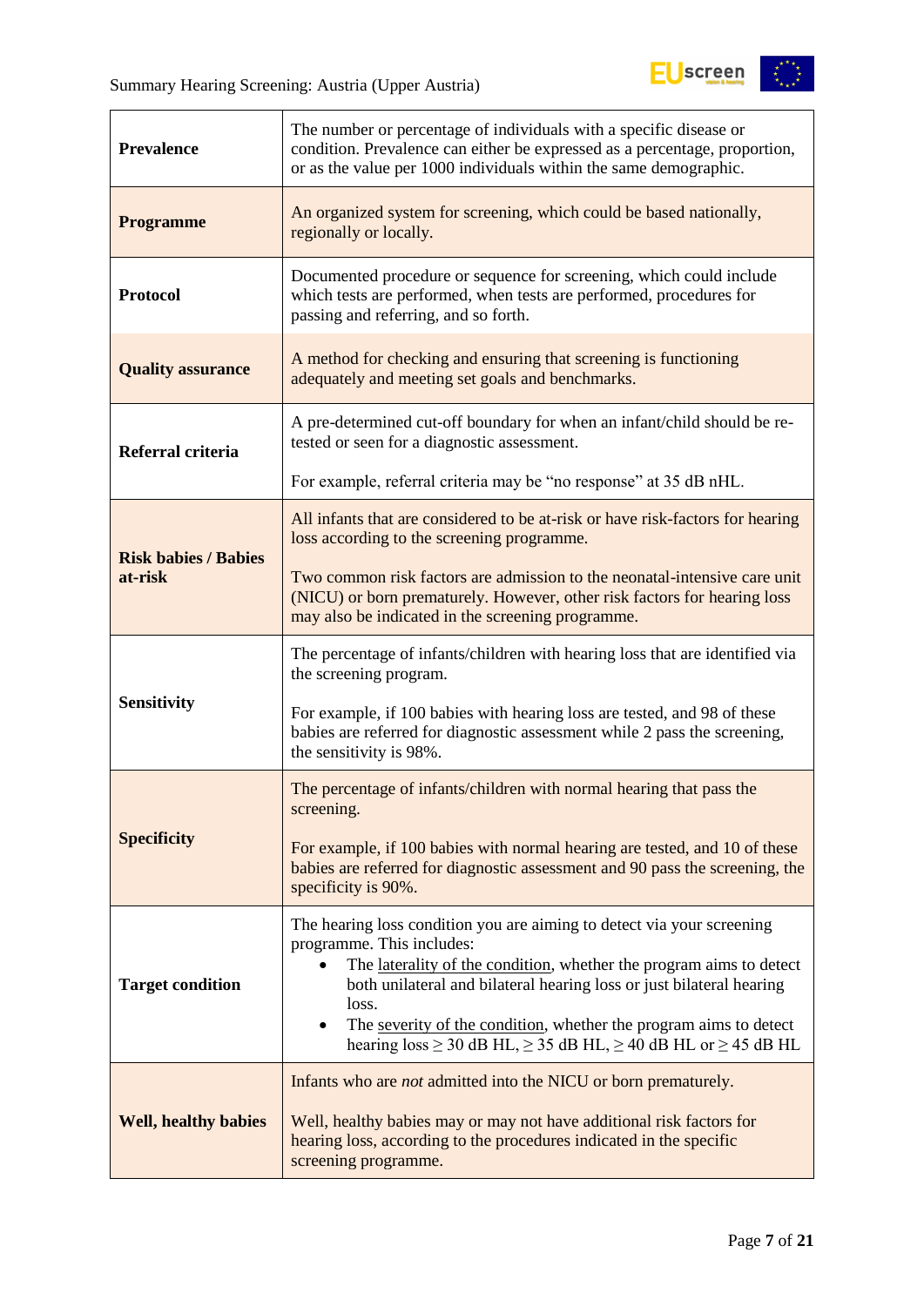| | |
|---|---|
| **Prevalence** | The number or percentage of individuals with a specific disease or condition. Prevalence can either be expressed as a percentage, proportion, or as the value per 1000 individuals within the same demographic. |
| **Programme** | An organized system for screening, which could be based nationally, regionally or locally. |
| **Protocol** | Documented procedure or sequence for screening, which could include which tests are performed, when tests are performed, procedures for passing and referring, and so forth. |
| **Quality assurance** | A method for checking and ensuring that screening is functioning adequately and meeting set goals and benchmarks. |
| **Referral criteria** | A pre-determined cut-off boundary for when an infant/child should be re-tested or seen for a diagnostic assessment.<br><br>For example, referral criteria may be “no response” at 35 dB nHL. |
| **Risk babies / Babies at-risk** | All infants that are considered to be at-risk or have risk-factors for hearing loss according to the screening programme.<br><br>Two common risk factors are admission to the neonatal-intensive care unit (NICU) or born prematurely. However, other risk factors for hearing loss may also be indicated in the screening programme. |
| **Sensitivity** | The percentage of infants/children with hearing loss that are identified via the screening program.<br><br>For example, if 100 babies with hearing loss are tested, and 98 of these babies are referred for diagnostic assessment while 2 pass the screening, the sensitivity is 98%. |
| **Specificity** | The percentage of infants/children with normal hearing that pass the screening.<br><br>For example, if 100 babies with normal hearing are tested, and 10 of these babies are referred for diagnostic assessment and 90 pass the screening, the specificity is 90%. |
| **Target condition** | The hearing loss condition you are aiming to detect via your screening programme. This includes:<br>• The laterality of the condition, whether the program aims to detect both unilateral and bilateral hearing loss or just bilateral hearing loss.<br>• The severity of the condition, whether the program aims to detect hearing loss ≥ 30 dB HL, ≥ 35 dB HL, ≥ 40 dB HL or ≥ 45 dB HL |
| **Well, healthy babies** | Infants who are *not* admitted into the NICU or born prematurely.<br><br>Well, healthy babies may or may not have additional risk factors for hearing loss, according to the procedures indicated in the specific screening programme. |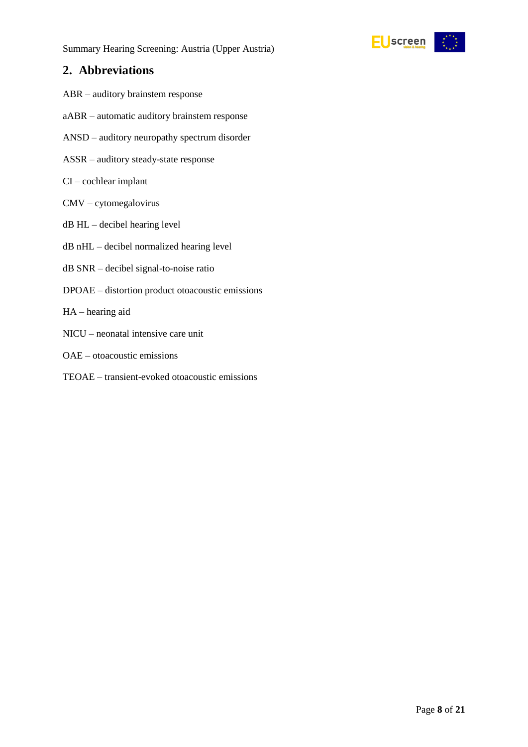## 2. Abbreviations

ABR – auditory brainstem response

aABR – automatic auditory brainstem response

ANSD – auditory neuropathy spectrum disorder

ASSR – auditory steady-state response

CI – cochlear implant

CMV – cytomegalovirus

dB HL – decibel hearing level

dB nHL – decibel normalized hearing level

dB SNR – decibel signal-to-noise ratio

DPOAE – distortion product otoacoustic emissions

HA – hearing aid

NICU – neonatal intensive care unit

OAE – otoacoustic emissions

TEOAE – transient-evoked otoacoustic emissions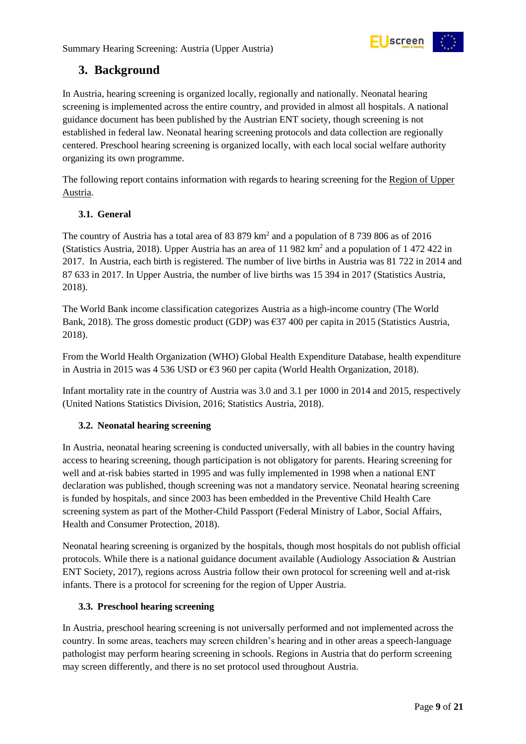## 3. Background

In Austria, hearing screening is organized locally, regionally and nationally. Neonatal hearing screening is implemented across the entire country, and provided in almost all hospitals. A national guidance document has been published by the Austrian ENT society, though screening is not established in federal law. Neonatal hearing screening protocols and data collection are regionally centered. Preschool hearing screening is organized locally, with each local social welfare authority organizing its own programme.

The following report contains information with regards to hearing screening for the Region of Upper Austria.

### 3.1. General

The country of Austria has a total area of 83 879 km$^2$ and a population of 8 739 806 as of 2016 (Statistics Austria, 2018). Upper Austria has an area of 11 982 km$^2$ and a population of 1 472 422 in 2017. In Austria, each birth is registered. The number of live births in Austria was 81 722 in 2014 and 87 633 in 2017. In Upper Austria, the number of live births was 15 394 in 2017 (Statistics Austria, 2018).

The World Bank income classification categorizes Austria as a high-income country (The World Bank, 2018). The gross domestic product (GDP) was €37 400 per capita in 2015 (Statistics Austria, 2018).

From the World Health Organization (WHO) Global Health Expenditure Database, health expenditure in Austria in 2015 was 4 536 USD or €3 960 per capita (World Health Organization, 2018).

Infant mortality rate in the country of Austria was 3.0 and 3.1 per 1000 in 2014 and 2015, respectively (United Nations Statistics Division, 2016; Statistics Austria, 2018).

### 3.2. Neonatal hearing screening

In Austria, neonatal hearing screening is conducted universally, with all babies in the country having access to hearing screening, though participation is not obligatory for parents. Hearing screening for well and at-risk babies started in 1995 and was fully implemented in 1998 when a national ENT declaration was published, though screening was not a mandatory service. Neonatal hearing screening is funded by hospitals, and since 2003 has been embedded in the Preventive Child Health Care screening system as part of the Mother-Child Passport (Federal Ministry of Labor, Social Affairs, Health and Consumer Protection, 2018).

Neonatal hearing screening is organized by the hospitals, though most hospitals do not publish official protocols. While there is a national guidance document available (Audiology Association & Austrian ENT Society, 2017), regions across Austria follow their own protocol for screening well and at-risk infants. There is a protocol for screening for the region of Upper Austria.

### 3.3. Preschool hearing screening

In Austria, preschool hearing screening is not universally performed and not implemented across the country. In some areas, teachers may screen children's hearing and in other areas a speech-language pathologist may perform hearing screening in schools. Regions in Austria that do perform screening may screen differently, and there is no set protocol used throughout Austria.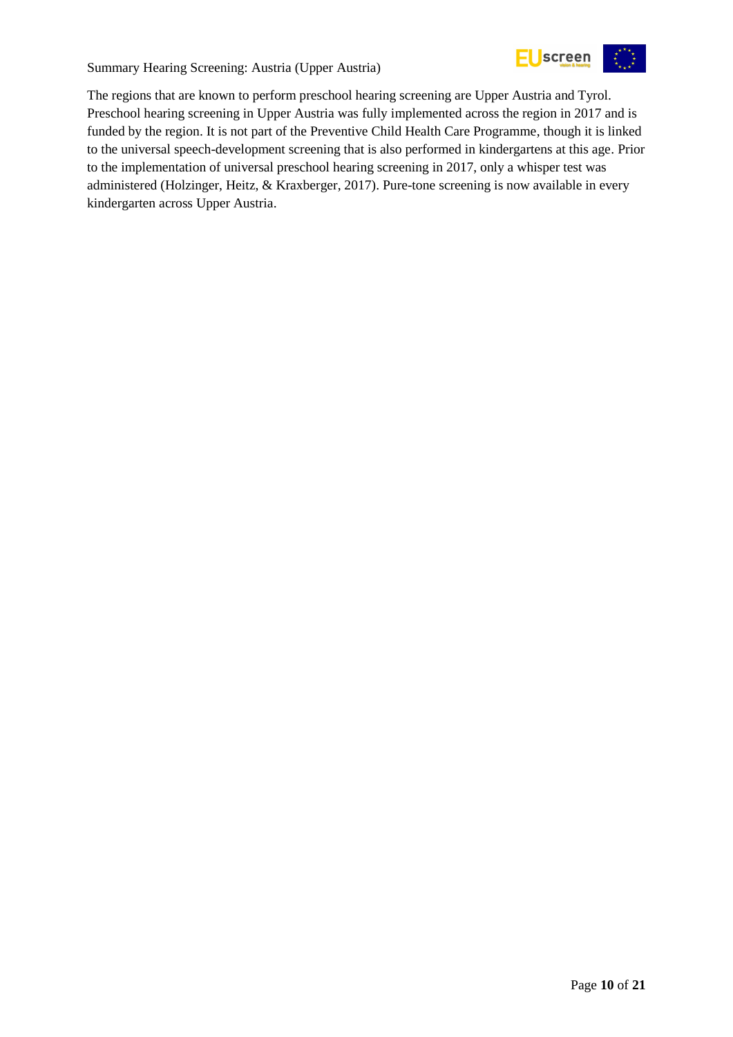The regions that are known to perform preschool hearing screening are Upper Austria and Tyrol. Preschool hearing screening in Upper Austria was fully implemented across the region in 2017 and is funded by the region. It is not part of the Preventive Child Health Care Programme, though it is linked to the universal speech-development screening that is also performed in kindergartens at this age. Prior to the implementation of universal preschool hearing screening in 2017, only a whisper test was administered (Holzinger, Heitz, & Kraxberger, 2017). Pure-tone screening is now available in every kindergarten across Upper Austria.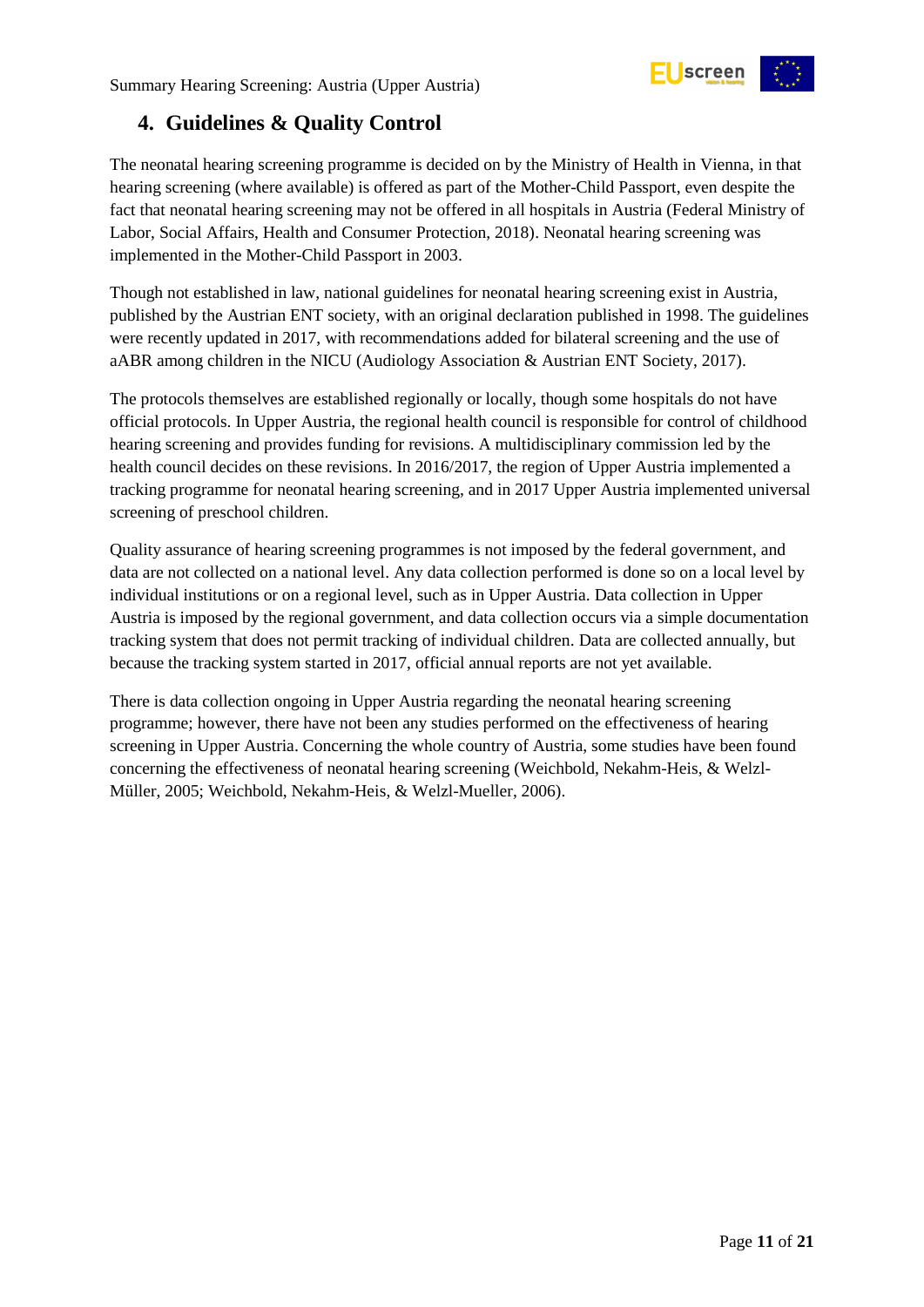## 4. Guidelines & Quality Control

The neonatal hearing screening programme is decided on by the Ministry of Health in Vienna, in that hearing screening (where available) is offered as part of the Mother-Child Passport, even despite the fact that neonatal hearing screening may not be offered in all hospitals in Austria (Federal Ministry of Labor, Social Affairs, Health and Consumer Protection, 2018). Neonatal hearing screening was implemented in the Mother-Child Passport in 2003.

Though not established in law, national guidelines for neonatal hearing screening exist in Austria, published by the Austrian ENT society, with an original declaration published in 1998. The guidelines were recently updated in 2017, with recommendations added for bilateral screening and the use of aABR among children in the NICU (Audiology Association & Austrian ENT Society, 2017).

The protocols themselves are established regionally or locally, though some hospitals do not have official protocols. In Upper Austria, the regional health council is responsible for control of childhood hearing screening and provides funding for revisions. A multidisciplinary commission led by the health council decides on these revisions. In 2016/2017, the region of Upper Austria implemented a tracking programme for neonatal hearing screening, and in 2017 Upper Austria implemented universal screening of preschool children.

Quality assurance of hearing screening programmes is not imposed by the federal government, and data are not collected on a national level. Any data collection performed is done so on a local level by individual institutions or on a regional level, such as in Upper Austria. Data collection in Upper Austria is imposed by the regional government, and data collection occurs via a simple documentation tracking system that does not permit tracking of individual children. Data are collected annually, but because the tracking system started in 2017, official annual reports are not yet available.

There is data collection ongoing in Upper Austria regarding the neonatal hearing screening programme; however, there have not been any studies performed on the effectiveness of hearing screening in Upper Austria. Concerning the whole country of Austria, some studies have been found concerning the effectiveness of neonatal hearing screening (Weichbold, Nekahm-Heis, & Welzl-Müller, 2005; Weichbold, Nekahm-Heis, & Welzl-Mueller, 2006).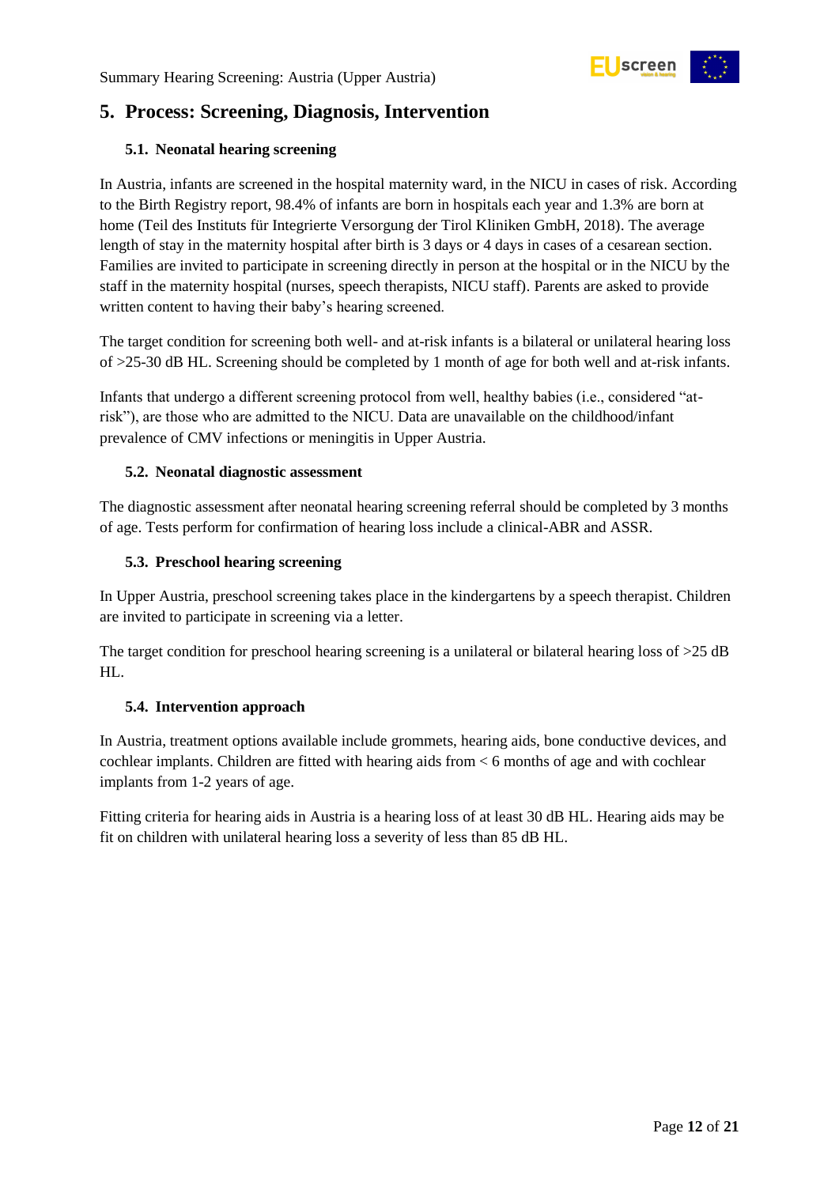## 5. Process: Screening, Diagnosis, Intervention

### 5.1. Neonatal hearing screening

In Austria, infants are screened in the hospital maternity ward, in the NICU in cases of risk. According to the Birth Registry report, 98.4% of infants are born in hospitals each year and 1.3% are born at home (Teil des Instituts für Integrierte Versorgung der Tirol Kliniken GmbH, 2018). The average length of stay in the maternity hospital after birth is 3 days or 4 days in cases of a cesarean section. Families are invited to participate in screening directly in person at the hospital or in the NICU by the staff in the maternity hospital (nurses, speech therapists, NICU staff). Parents are asked to provide written content to having their baby's hearing screened.

The target condition for screening both well- and at-risk infants is a bilateral or unilateral hearing loss of >25-30 dB HL. Screening should be completed by 1 month of age for both well and at-risk infants.

Infants that undergo a different screening protocol from well, healthy babies (i.e., considered "at-risk"), are those who are admitted to the NICU. Data are unavailable on the childhood/infant prevalence of CMV infections or meningitis in Upper Austria.

### 5.2. Neonatal diagnostic assessment

The diagnostic assessment after neonatal hearing screening referral should be completed by 3 months of age. Tests perform for confirmation of hearing loss include a clinical-ABR and ASSR.

### 5.3. Preschool hearing screening

In Upper Austria, preschool screening takes place in the kindergartens by a speech therapist. Children are invited to participate in screening via a letter.

The target condition for preschool hearing screening is a unilateral or bilateral hearing loss of >25 dB HL.

### 5.4. Intervention approach

In Austria, treatment options available include grommets, hearing aids, bone conductive devices, and cochlear implants. Children are fitted with hearing aids from < 6 months of age and with cochlear implants from 1-2 years of age.

Fitting criteria for hearing aids in Austria is a hearing loss of at least 30 dB HL. Hearing aids may be fit on children with unilateral hearing loss a severity of less than 85 dB HL.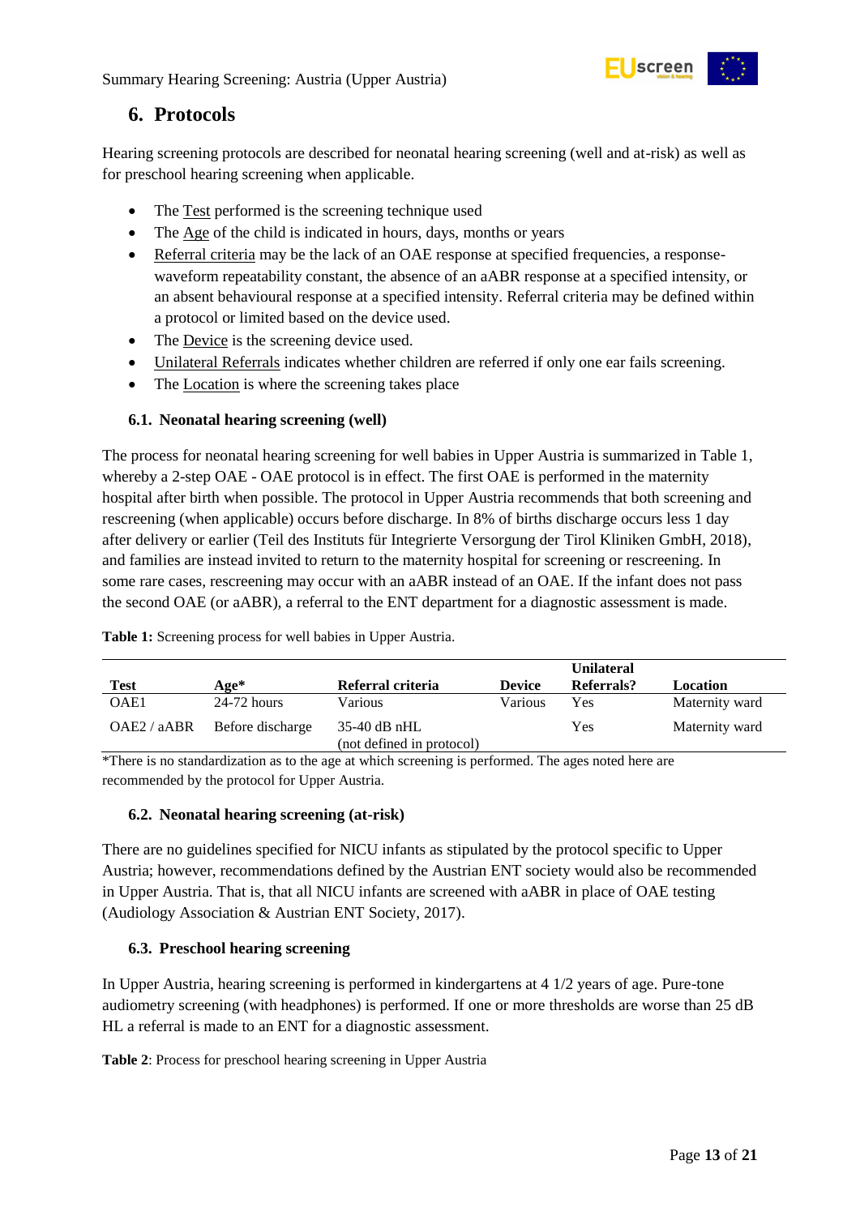## 6. Protocols

Hearing screening protocols are described for neonatal hearing screening (well and at-risk) as well as for preschool hearing screening when applicable.

- The Test performed is the screening technique used
- The Age of the child is indicated in hours, days, months or years
- Referral criteria may be the lack of an OAE response at specified frequencies, a response-waveform repeatability constant, the absence of an aABR response at a specified intensity, or an absent behavioural response at a specified intensity. Referral criteria may be defined within a protocol or limited based on the device used.
- The Device is the screening device used.
- Unilateral Referrals indicates whether children are referred if only one ear fails screening.
- The Location is where the screening takes place

### 6.1. Neonatal hearing screening (well)

The process for neonatal hearing screening for well babies in Upper Austria is summarized in Table 1, whereby a 2-step OAE - OAE protocol is in effect. The first OAE is performed in the maternity hospital after birth when possible. The protocol in Upper Austria recommends that both screening and rescreening (when applicable) occurs before discharge. In 8% of births discharge occurs less 1 day after delivery or earlier (Teil des Instituts für Integrierte Versorgung der Tirol Kliniken GmbH, 2018), and families are instead invited to return to the maternity hospital for screening or rescreening. In some rare cases, rescreening may occur with an aABR instead of an OAE. If the infant does not pass the second OAE (or aABR), a referral to the ENT department for a diagnostic assessment is made.

**Table 1:** Screening process for well babies in Upper Austria.

| Test | Age* | Referral criteria | Device | Unilateral Referrals? | Location |
|---|---|---|---|---|---|
| OAE1 | 24-72 hours | Various | Various | Yes | Maternity ward |
| OAE2 / aABR | Before discharge | 35-40 dB nHL (not defined in protocol) | | Yes | Maternity ward |

*There is no standardization as to the age at which screening is performed. The ages noted here are recommended by the protocol for Upper Austria.

### 6.2. Neonatal hearing screening (at-risk)

There are no guidelines specified for NICU infants as stipulated by the protocol specific to Upper Austria; however, recommendations defined by the Austrian ENT society would also be recommended in Upper Austria. That is, that all NICU infants are screened with aABR in place of OAE testing (Audiology Association & Austrian ENT Society, 2017).

### 6.3. Preschool hearing screening

In Upper Austria, hearing screening is performed in kindergartens at 4 1/2 years of age. Pure-tone audiometry screening (with headphones) is performed. If one or more thresholds are worse than 25 dB HL a referral is made to an ENT for a diagnostic assessment.

**Table 2**: Process for preschool hearing screening in Upper Austria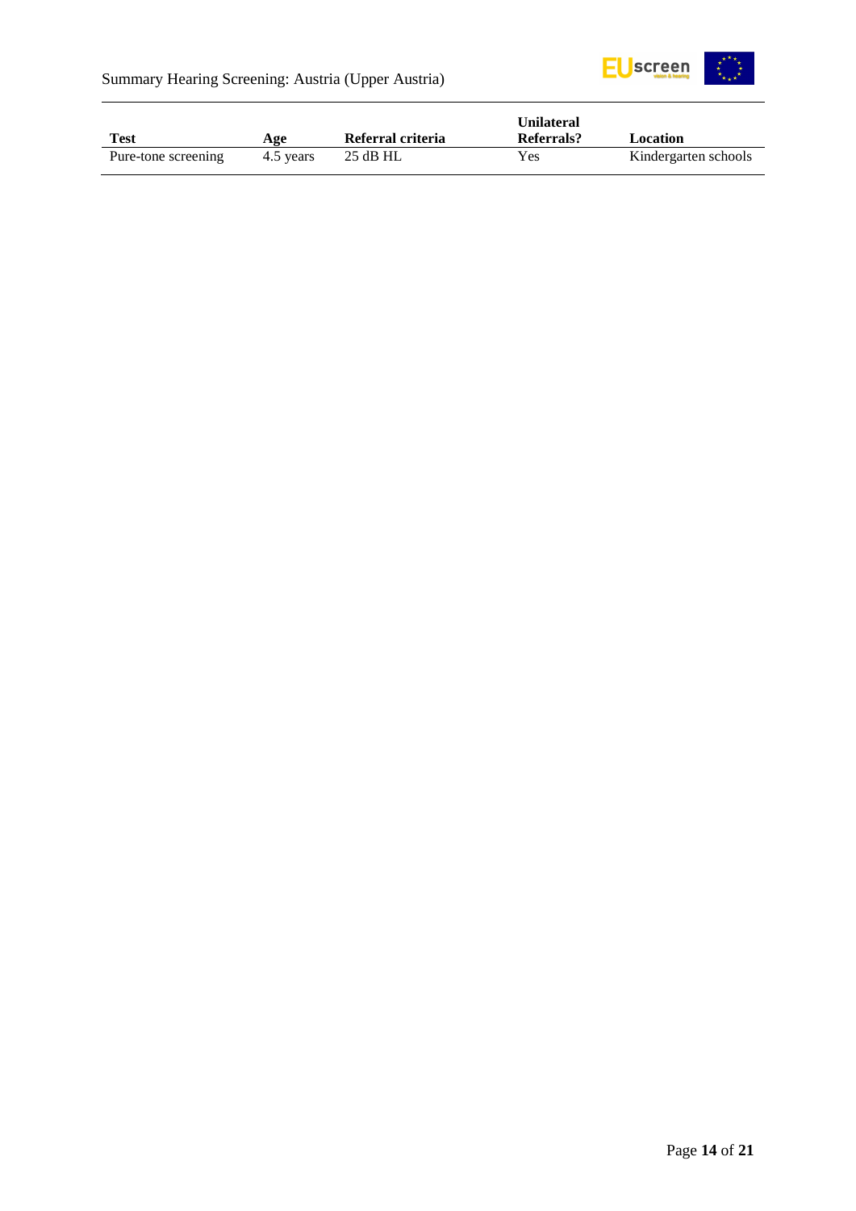| Test | Age | Referral criteria | Unilateral Referrals? | Location |
|---|---|---|---|---|
| Pure-tone screening | 4.5 years | 25 dB HL | Yes | Kindergarten schools |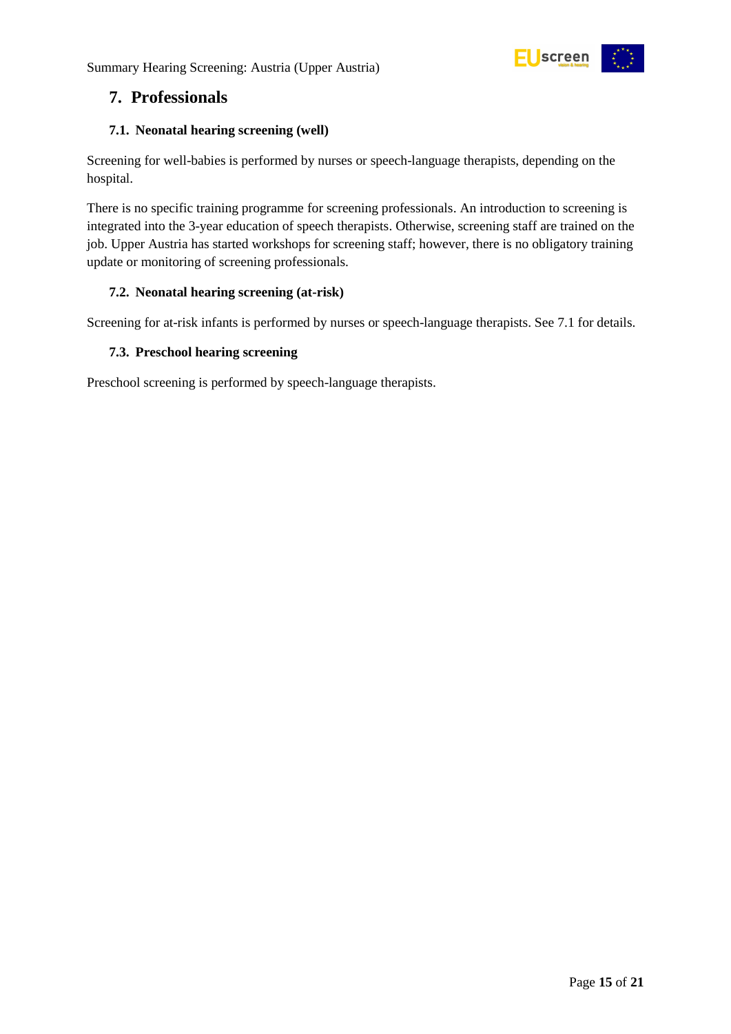## 7. Professionals

### 7.1. Neonatal hearing screening (well)

Screening for well-babies is performed by nurses or speech-language therapists, depending on the hospital.

There is no specific training programme for screening professionals. An introduction to screening is integrated into the 3-year education of speech therapists. Otherwise, screening staff are trained on the job. Upper Austria has started workshops for screening staff; however, there is no obligatory training update or monitoring of screening professionals.

### 7.2. Neonatal hearing screening (at-risk)

Screening for at-risk infants is performed by nurses or speech-language therapists. See 7.1 for details.

### 7.3. Preschool hearing screening

Preschool screening is performed by speech-language therapists.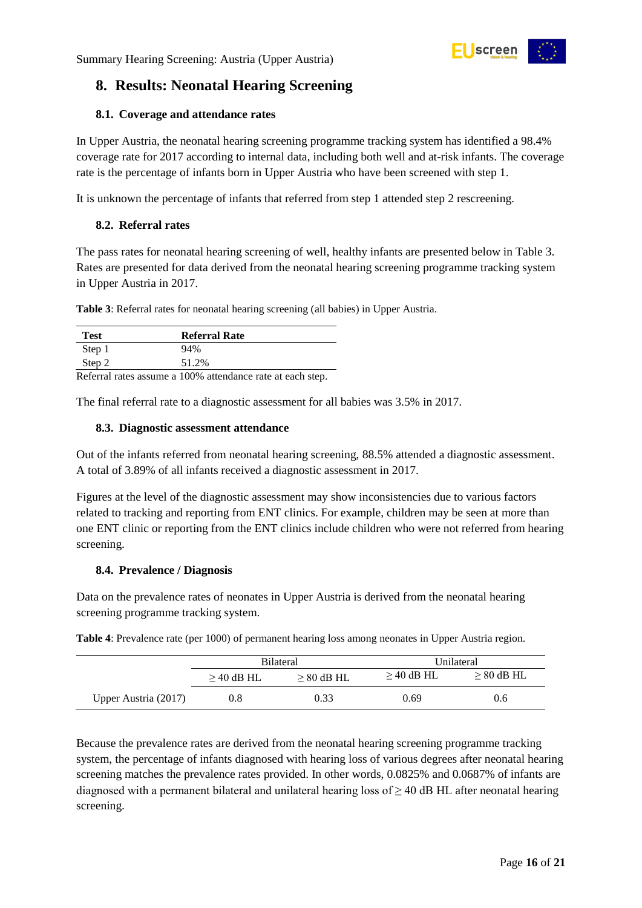# 8. Results: Neonatal Hearing Screening

## 8.1. Coverage and attendance rates

In Upper Austria, the neonatal hearing screening programme tracking system has identified a 98.4% coverage rate for 2017 according to internal data, including both well and at-risk infants. The coverage rate is the percentage of infants born in Upper Austria who have been screened with step 1.

It is unknown the percentage of infants that referred from step 1 attended step 2 rescreening.

## 8.2. Referral rates

The pass rates for neonatal hearing screening of well, healthy infants are presented below in Table 3. Rates are presented for data derived from the neonatal hearing screening programme tracking system in Upper Austria in 2017.

**Table 3**: Referral rates for neonatal hearing screening (all babies) in Upper Austria.

| Test | Referral Rate |
| --- | --- |
| Step 1 | 94% |
| Step 2 | 51.2% |

Referral rates assume a 100% attendance rate at each step.

The final referral rate to a diagnostic assessment for all babies was 3.5% in 2017.

## 8.3. Diagnostic assessment attendance

Out of the infants referred from neonatal hearing screening, 88.5% attended a diagnostic assessment. A total of 3.89% of all infants received a diagnostic assessment in 2017.

Figures at the level of the diagnostic assessment may show inconsistencies due to various factors related to tracking and reporting from ENT clinics. For example, children may be seen at more than one ENT clinic or reporting from the ENT clinics include children who were not referred from hearing screening.

## 8.4. Prevalence / Diagnosis

Data on the prevalence rates of neonates in Upper Austria is derived from the neonatal hearing screening programme tracking system.

**Table 4**: Prevalence rate (per 1000) of permanent hearing loss among neonates in Upper Austria region.

| | Bilateral | | Unilateral | |
| --- | --- | --- | --- | --- |
| | ≥ 40 dB HL | ≥ 80 dB HL | ≥ 40 dB HL | ≥ 80 dB HL |
| Upper Austria (2017) | 0.8 | 0.33 | 0.69 | 0.6 |

Because the prevalence rates are derived from the neonatal hearing screening programme tracking system, the percentage of infants diagnosed with hearing loss of various degrees after neonatal hearing screening matches the prevalence rates provided. In other words, 0.0825% and 0.0687% of infants are diagnosed with a permanent bilateral and unilateral hearing loss of ≥ 40 dB HL after neonatal hearing screening.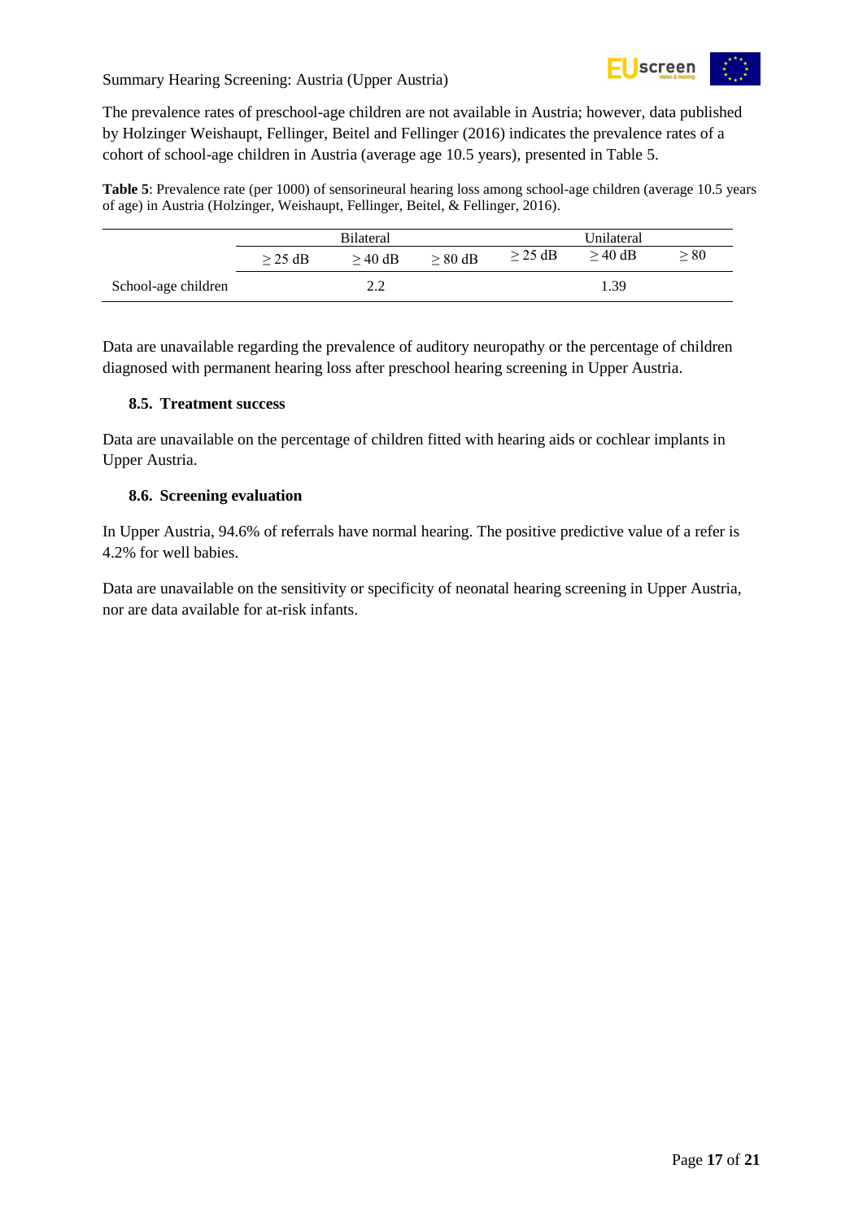The prevalence rates of preschool-age children are not available in Austria; however, data published by Holzinger Weishaupt, Fellinger, Beitel and Fellinger (2016) indicates the prevalence rates of a cohort of school-age children in Austria (average age 10.5 years), presented in Table 5.

**Table 5**: Prevalence rate (per 1000) of sensorineural hearing loss among school-age children (average 10.5 years of age) in Austria (Holzinger, Weishaupt, Fellinger, Beitel, & Fellinger, 2016).

| | Bilateral | | | Unilateral | | |
|---|---|---|---|---|---|---|
| | ≥ 25 dB | ≥ 40 dB | ≥ 80 dB | ≥ 25 dB | ≥ 40 dB | ≥ 80 |
| School-age children | | 2.2 | | | 1.39 | |

Data are unavailable regarding the prevalence of auditory neuropathy or the percentage of children diagnosed with permanent hearing loss after preschool hearing screening in Upper Austria.

### 8.5. Treatment success

Data are unavailable on the percentage of children fitted with hearing aids or cochlear implants in Upper Austria.

### 8.6. Screening evaluation

In Upper Austria, 94.6% of referrals have normal hearing. The positive predictive value of a refer is 4.2% for well babies.

Data are unavailable on the sensitivity or specificity of neonatal hearing screening in Upper Austria, nor are data available for at-risk infants.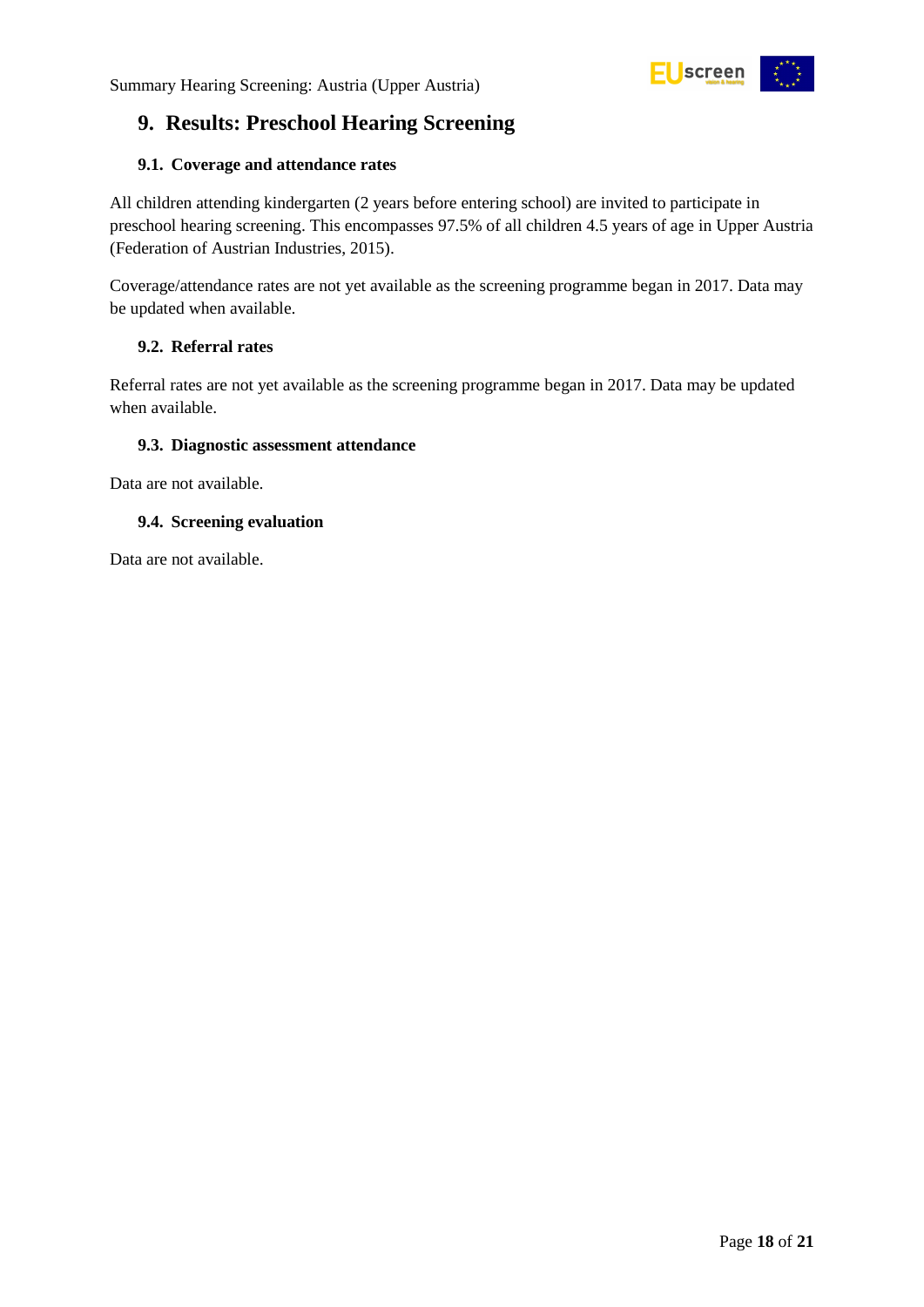# 9. Results: Preschool Hearing Screening

## 9.1. Coverage and attendance rates

All children attending kindergarten (2 years before entering school) are invited to participate in preschool hearing screening. This encompasses 97.5% of all children 4.5 years of age in Upper Austria (Federation of Austrian Industries, 2015).

Coverage/attendance rates are not yet available as the screening programme began in 2017. Data may be updated when available.

## 9.2. Referral rates

Referral rates are not yet available as the screening programme began in 2017. Data may be updated when available.

## 9.3. Diagnostic assessment attendance

Data are not available.

## 9.4. Screening evaluation

Data are not available.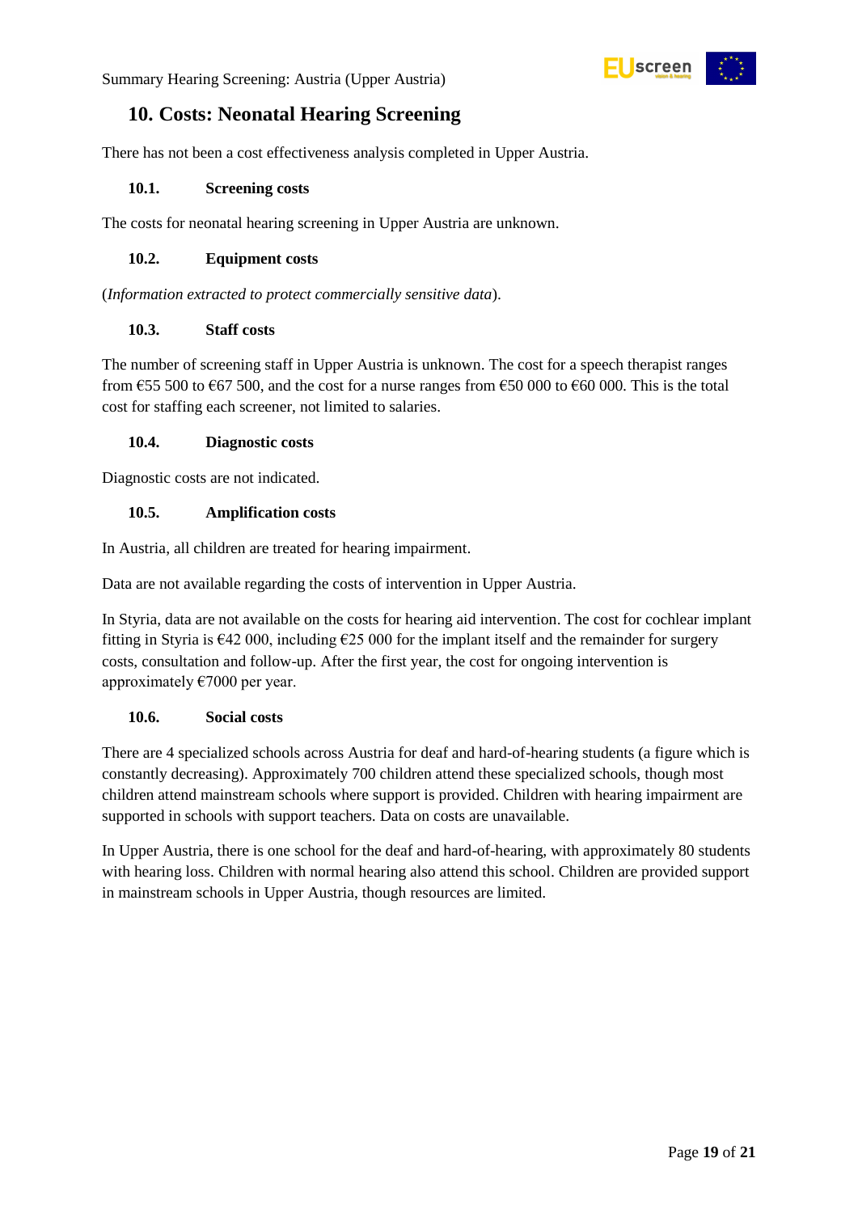## 10. Costs: Neonatal Hearing Screening

There has not been a cost effectiveness analysis completed in Upper Austria.

### 10.1. Screening costs

The costs for neonatal hearing screening in Upper Austria are unknown.

### 10.2. Equipment costs

(*Information extracted to protect commercially sensitive data*).

### 10.3. Staff costs

The number of screening staff in Upper Austria is unknown. The cost for a speech therapist ranges from €55 500 to €67 500, and the cost for a nurse ranges from €50 000 to €60 000. This is the total cost for staffing each screener, not limited to salaries.

### 10.4. Diagnostic costs

Diagnostic costs are not indicated.

### 10.5. Amplification costs

In Austria, all children are treated for hearing impairment.

Data are not available regarding the costs of intervention in Upper Austria.

In Styria, data are not available on the costs for hearing aid intervention. The cost for cochlear implant fitting in Styria is €42 000, including €25 000 for the implant itself and the remainder for surgery costs, consultation and follow-up. After the first year, the cost for ongoing intervention is approximately €7000 per year.

### 10.6. Social costs

There are 4 specialized schools across Austria for deaf and hard-of-hearing students (a figure which is constantly decreasing). Approximately 700 children attend these specialized schools, though most children attend mainstream schools where support is provided. Children with hearing impairment are supported in schools with support teachers. Data on costs are unavailable.

In Upper Austria, there is one school for the deaf and hard-of-hearing, with approximately 80 students with hearing loss. Children with normal hearing also attend this school. Children are provided support in mainstream schools in Upper Austria, though resources are limited.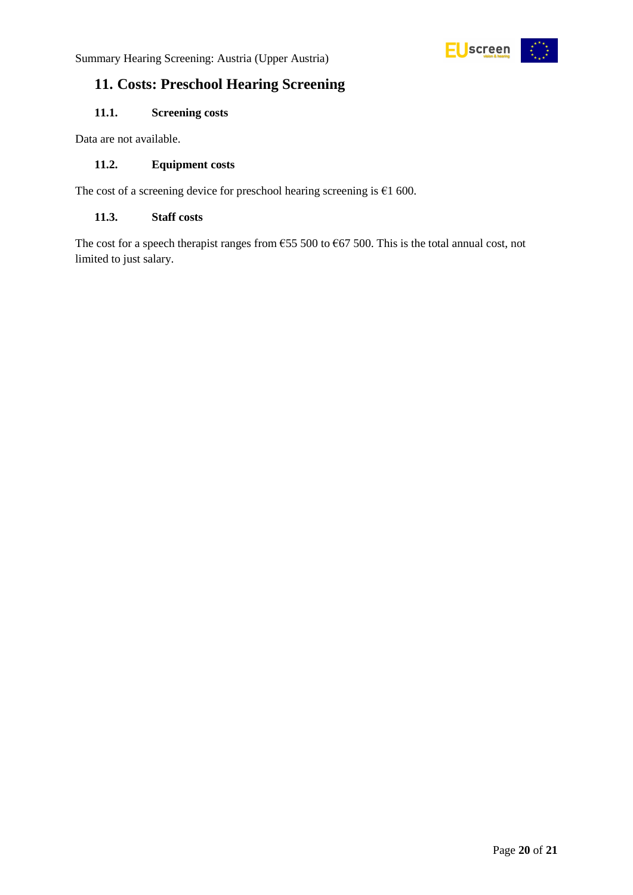## 11. Costs: Preschool Hearing Screening

### 11.1. Screening costs

Data are not available.

### 11.2. Equipment costs

The cost of a screening device for preschool hearing screening is €1 600.

### 11.3. Staff costs

The cost for a speech therapist ranges from €55 500 to €67 500. This is the total annual cost, not limited to just salary.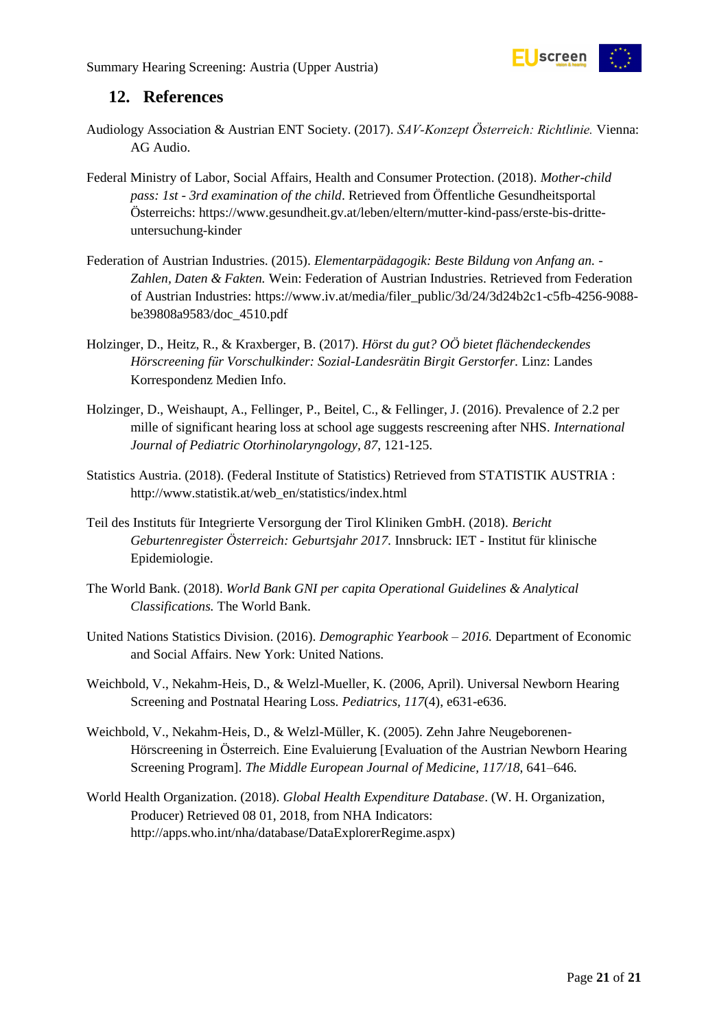## 12. References

Audiology Association & Austrian ENT Society. (2017). *SAV-Konzept Österreich: Richtlinie.* Vienna: AG Audio.

Federal Ministry of Labor, Social Affairs, Health and Consumer Protection. (2018). *Mother-child pass: 1st - 3rd examination of the child*. Retrieved from Öffentliche Gesundheitsportal Österreichs: https://www.gesundheit.gv.at/leben/eltern/mutter-kind-pass/erste-bis-dritte-untersuchung-kinder

Federation of Austrian Industries. (2015). *Elementarpädagogik: Beste Bildung von Anfang an. - Zahlen, Daten & Fakten.* Wein: Federation of Austrian Industries. Retrieved from Federation of Austrian Industries: https://www.iv.at/media/filer_public/3d/24/3d24b2c1-c5fb-4256-9088-be39808a9583/doc_4510.pdf

Holzinger, D., Heitz, R., & Kraxberger, B. (2017). *Hörst du gut? OÖ bietet flächendeckendes Hörscreening für Vorschulkinder: Sozial-Landesrätin Birgit Gerstorfer.* Linz: Landes Korrespondenz Medien Info.

Holzinger, D., Weishaupt, A., Fellinger, P., Beitel, C., & Fellinger, J. (2016). Prevalence of 2.2 per mille of significant hearing loss at school age suggests rescreening after NHS. *International Journal of Pediatric Otorhinolaryngology*, *87*, 121-125.

Statistics Austria. (2018). (Federal Institute of Statistics) Retrieved from STATISTIK AUSTRIA : http://www.statistik.at/web_en/statistics/index.html

Teil des Instituts für Integrierte Versorgung der Tirol Kliniken GmbH. (2018). *Bericht Geburtenregister Österreich: Geburtsjahr 2017.* Innsbruck: IET - Institut für klinische Epidemiologie.

The World Bank. (2018). *World Bank GNI per capita Operational Guidelines & Analytical Classifications.* The World Bank.

United Nations Statistics Division. (2016). *Demographic Yearbook – 2016.* Department of Economic and Social Affairs. New York: United Nations.

Weichbold, V., Nekahm-Heis, D., & Welzl-Mueller, K. (2006, April). Universal Newborn Hearing Screening and Postnatal Hearing Loss. *Pediatrics*, *117*(4), e631-e636.

Weichbold, V., Nekahm-Heis, D., & Welzl-Müller, K. (2005). Zehn Jahre Neugeborenen-Hörscreening in Österreich. Eine Evaluierung [Evaluation of the Austrian Newborn Hearing Screening Program]. *The Middle European Journal of Medicine, 117/18*, 641–646.

World Health Organization. (2018). *Global Health Expenditure Database*. (W. H. Organization, Producer) Retrieved 08 01, 2018, from NHA Indicators: http://apps.who.int/nha/database/DataExplorerRegime.aspx)